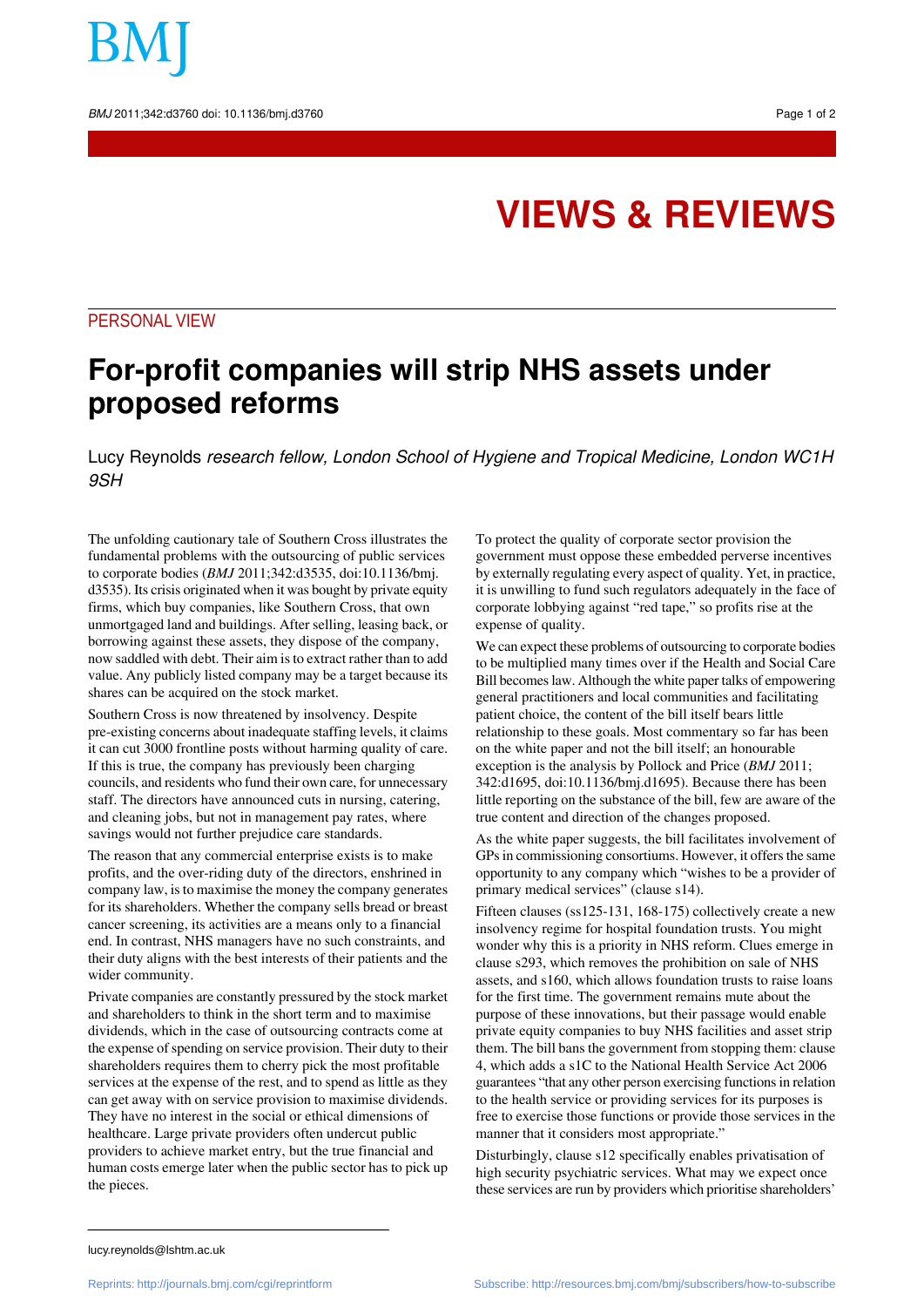# VIEWS & REVIEWS

PERSONAL VIEW

## For-profit companies will strip NHS assets under proposed reforms

Lucy Reynolds *research fellow, London School of Hygiene and Tropical Medicine, London WC1H 9SH*

The unfolding cautionary tale of Southern Cross illustrates the fundamental problems with the outsourcing of public services to corporate bodies (*BMJ* 2011;342:d3535, doi:10.1136/bmj.d3535). Its crisis originated when it was bought by private equity firms, which buy companies, like Southern Cross, that own unmortgaged land and buildings. After selling, leasing back, or borrowing against these assets, they dispose of the company, now saddled with debt. Their aim is to extract rather than to add value. Any publicly listed company may be a target because its shares can be acquired on the stock market.

Southern Cross is now threatened by insolvency. Despite pre-existing concerns about inadequate staffing levels, it claims it can cut 3000 frontline posts without harming quality of care. If this is true, the company has previously been charging councils, and residents who fund their own care, for unnecessary staff. The directors have announced cuts in nursing, catering, and cleaning jobs, but not in management pay rates, where savings would not further prejudice care standards.

The reason that any commercial enterprise exists is to make profits, and the over-riding duty of the directors, enshrined in company law, is to maximise the money the company generates for its shareholders. Whether the company sells bread or breast cancer screening, its activities are a means only to a financial end. In contrast, NHS managers have no such constraints, and their duty aligns with the best interests of their patients and the wider community.

Private companies are constantly pressured by the stock market and shareholders to think in the short term and to maximise dividends, which in the case of outsourcing contracts come at the expense of spending on service provision. Their duty to their shareholders requires them to cherry pick the most profitable services at the expense of the rest, and to spend as little as they can get away with on service provision to maximise dividends. They have no interest in the social or ethical dimensions of healthcare. Large private providers often undercut public providers to achieve market entry, but the true financial and human costs emerge later when the public sector has to pick up the pieces.

To protect the quality of corporate sector provision the government must oppose these embedded perverse incentives by externally regulating every aspect of quality. Yet, in practice, it is unwilling to fund such regulators adequately in the face of corporate lobbying against "red tape," so profits rise at the expense of quality.

We can expect these problems of outsourcing to corporate bodies to be multiplied many times over if the Health and Social Care Bill becomes law. Although the white paper talks of empowering general practitioners and local communities and facilitating patient choice, the content of the bill itself bears little relationship to these goals. Most commentary so far has been on the white paper and not the bill itself; an honourable exception is the analysis by Pollock and Price (*BMJ* 2011;342:d1695, doi:10.1136/bmj.d1695). Because there has been little reporting on the substance of the bill, few are aware of the true content and direction of the changes proposed.

As the white paper suggests, the bill facilitates involvement of GPs in commissioning consortiums. However, it offers the same opportunity to any company which "wishes to be a provider of primary medical services" (clause s14).

Fifteen clauses (ss125-131, 168-175) collectively create a new insolvency regime for hospital foundation trusts. You might wonder why this is a priority in NHS reform. Clues emerge in clause s293, which removes the prohibition on sale of NHS assets, and s160, which allows foundation trusts to raise loans for the first time. The government remains mute about the purpose of these innovations, but their passage would enable private equity companies to buy NHS facilities and asset strip them. The bill bans the government from stopping them: clause 4, which adds a s1C to the National Health Service Act 2006 guarantees "that any other person exercising functions in relation to the health service or providing services for its purposes is free to exercise those functions or provide those services in the manner that it considers most appropriate."

Disturbingly, clause s12 specifically enables privatisation of high security psychiatric services. What may we expect once these services are run by providers which prioritise shareholders'

lucy.reynolds@lshtm.ac.uk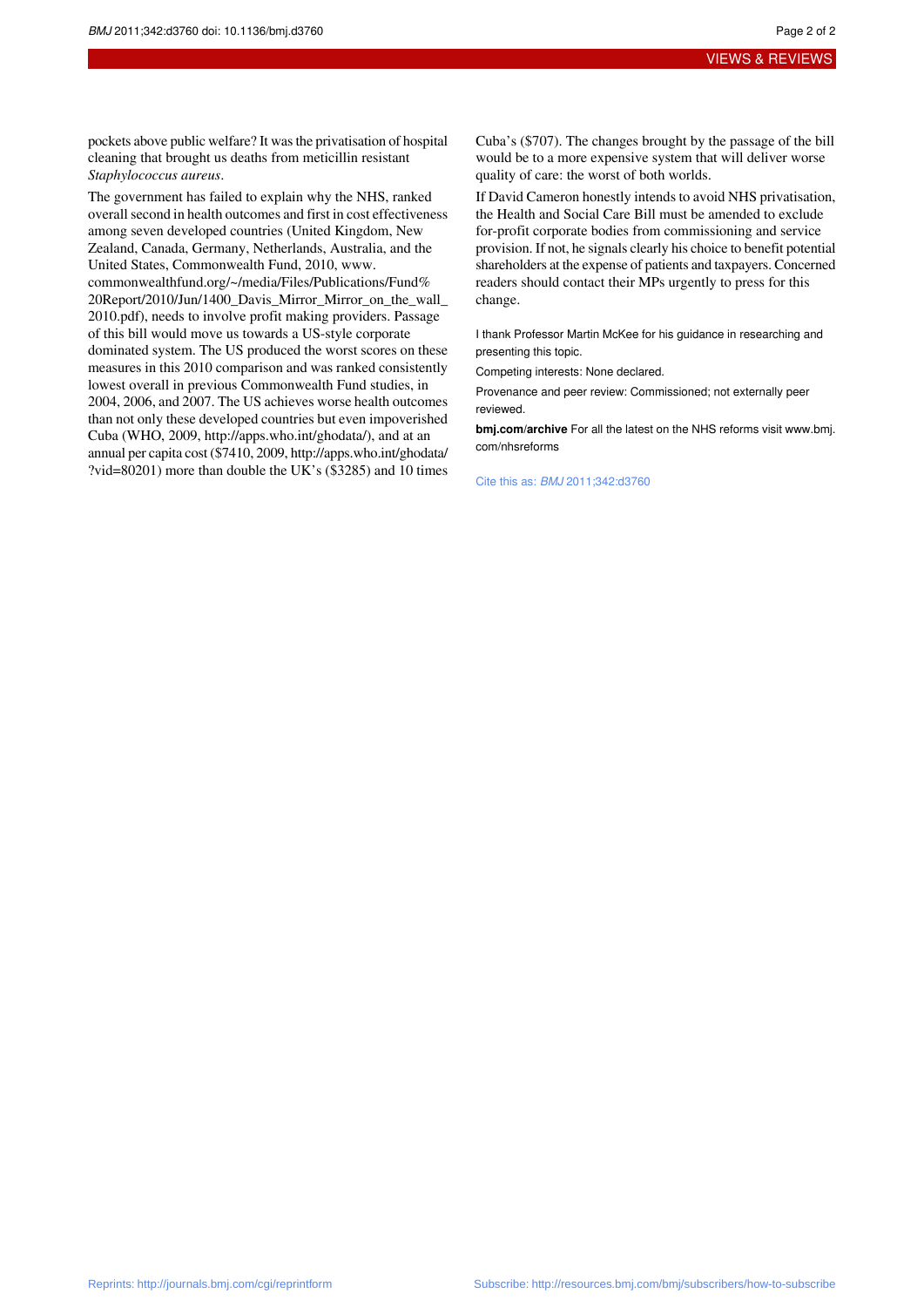pockets above public welfare? It was the privatisation of hospital cleaning that brought us deaths from meticillin resistant *Staphylococcus aureus*.

The government has failed to explain why the NHS, ranked overall second in health outcomes and first in cost effectiveness among seven developed countries (United Kingdom, New Zealand, Canada, Germany, Netherlands, Australia, and the United States, Commonwealth Fund, 2010, www.commonwealthfund.org/~/media/Files/Publications/Fund%20Report/2010/Jun/1400_Davis_Mirror_Mirror_on_the_wall_2010.pdf), needs to involve profit making providers. Passage of this bill would move us towards a US-style corporate dominated system. The US produced the worst scores on these measures in this 2010 comparison and was ranked consistently lowest overall in previous Commonwealth Fund studies, in 2004, 2006, and 2007. The US achieves worse health outcomes than not only these developed countries but even impoverished Cuba (WHO, 2009, http://apps.who.int/ghodata/), and at an annual per capita cost ($7410, 2009, http://apps.who.int/ghodata/?vid=80201) more than double the UK's ($3285) and 10 times Cuba's ($707). The changes brought by the passage of the bill would be to a more expensive system that will deliver worse quality of care: the worst of both worlds.

If David Cameron honestly intends to avoid NHS privatisation, the Health and Social Care Bill must be amended to exclude for-profit corporate bodies from commissioning and service provision. If not, he signals clearly his choice to benefit potential shareholders at the expense of patients and taxpayers. Concerned readers should contact their MPs urgently to press for this change.

I thank Professor Martin McKee for his guidance in researching and presenting this topic.

Competing interests: None declared.

Provenance and peer review: Commissioned; not externally peer reviewed.

**bmj.com/archive** For all the latest on the NHS reforms visit www.bmj.com/nhsreforms

Cite this as: *BMJ* 2011;342:d3760